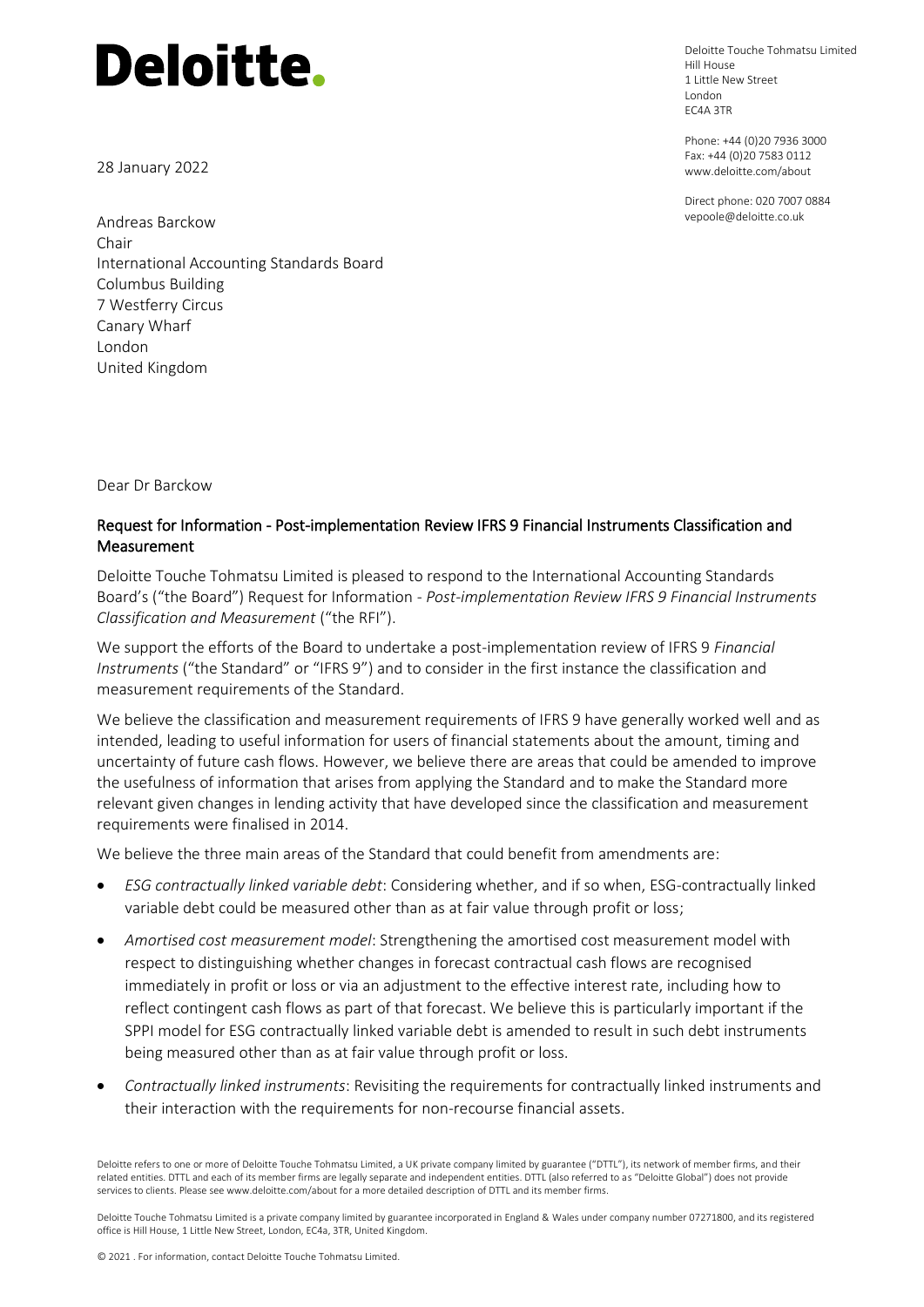# Deloitte.

Deloitte Touche Tohmatsu Limited
Hill House
1 Little New Street
London
EC4A 3TR

Phone: +44 (0)20 7936 3000
Fax: +44 (0)20 7583 0112
www.deloitte.com/about

Direct phone: 020 7007 0884
vepoole@deloitte.co.uk

28 January 2022

Andreas Barckow
Chair
International Accounting Standards Board
Columbus Building
7 Westferry Circus
Canary Wharf
London
United Kingdom

Dear Dr Barckow

**Request for Information - Post-implementation Review IFRS 9 Financial Instruments Classification and Measurement**

Deloitte Touche Tohmatsu Limited is pleased to respond to the International Accounting Standards Board's ("the Board") Request for Information - *Post-implementation Review IFRS 9 Financial Instruments Classification and Measurement* ("the RFI").

We support the efforts of the Board to undertake a post-implementation review of IFRS 9 *Financial Instruments* ("the Standard" or "IFRS 9") and to consider in the first instance the classification and measurement requirements of the Standard.

We believe the classification and measurement requirements of IFRS 9 have generally worked well and as intended, leading to useful information for users of financial statements about the amount, timing and uncertainty of future cash flows. However, we believe there are areas that could be amended to improve the usefulness of information that arises from applying the Standard and to make the Standard more relevant given changes in lending activity that have developed since the classification and measurement requirements were finalised in 2014.

We believe the three main areas of the Standard that could benefit from amendments are:

- *ESG contractually linked variable debt*: Considering whether, and if so when, ESG-contractually linked variable debt could be measured other than as at fair value through profit or loss;
- *Amortised cost measurement model*: Strengthening the amortised cost measurement model with respect to distinguishing whether changes in forecast contractual cash flows are recognised immediately in profit or loss or via an adjustment to the effective interest rate, including how to reflect contingent cash flows as part of that forecast. We believe this is particularly important if the SPPI model for ESG contractually linked variable debt is amended to result in such debt instruments being measured other than as at fair value through profit or loss.
- *Contractually linked instruments*: Revisiting the requirements for contractually linked instruments and their interaction with the requirements for non-recourse financial assets.

Deloitte refers to one or more of Deloitte Touche Tohmatsu Limited, a UK private company limited by guarantee ("DTTL"), its network of member firms, and their related entities. DTTL and each of its member firms are legally separate and independent entities. DTTL (also referred to as "Deloitte Global") does not provide services to clients. Please see www.deloitte.com/about for a more detailed description of DTTL and its member firms.

Deloitte Touche Tohmatsu Limited is a private company limited by guarantee incorporated in England & Wales under company number 07271800, and its registered office is Hill House, 1 Little New Street, London, EC4a, 3TR, United Kingdom.

© 2021 . For information, contact Deloitte Touche Tohmatsu Limited.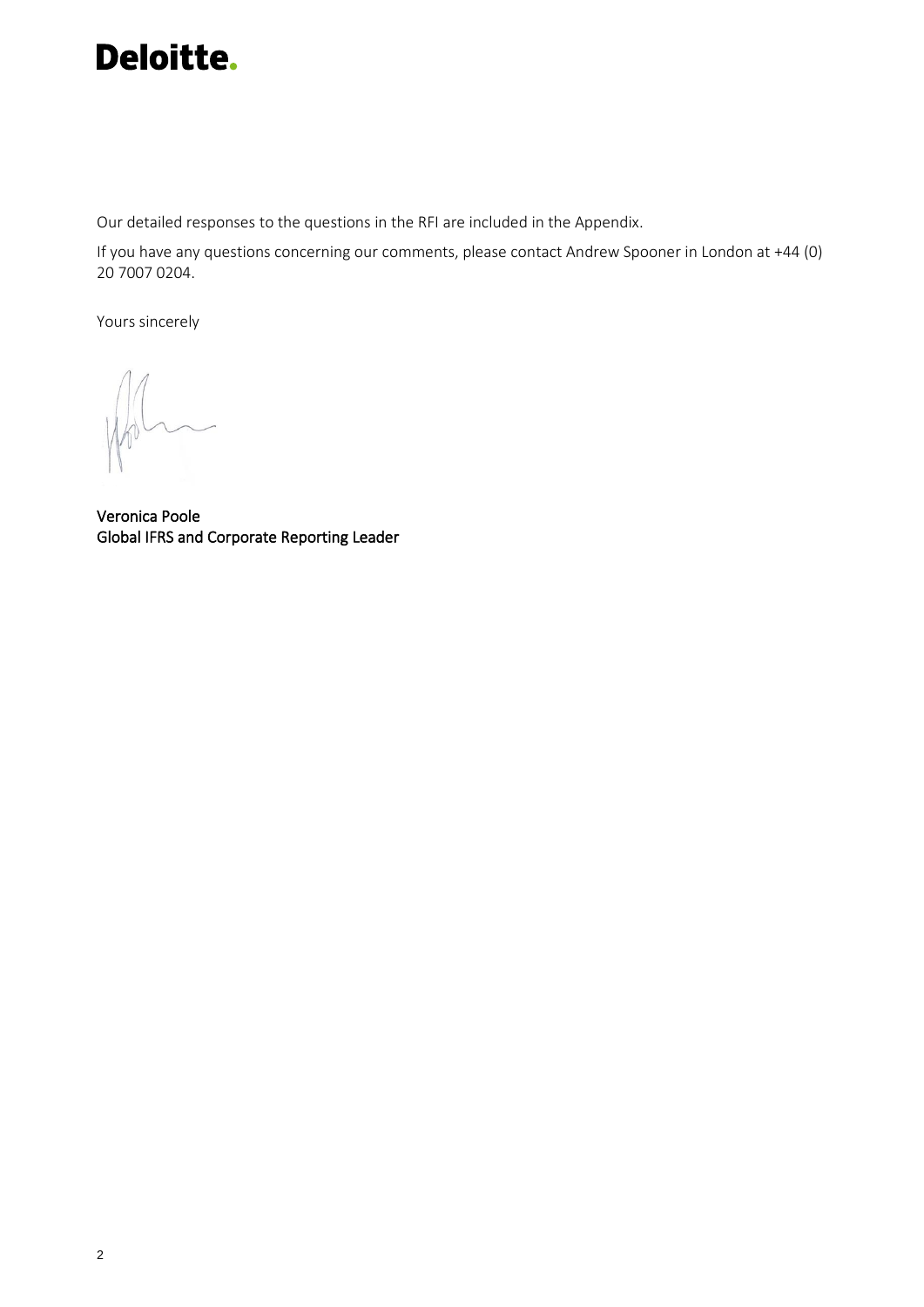Our detailed responses to the questions in the RFI are included in the Appendix.

If you have any questions concerning our comments, please contact Andrew Spooner in London at +44 (0) 20 7007 0204.

Yours sincerely

Veronica Poole
Global IFRS and Corporate Reporting Leader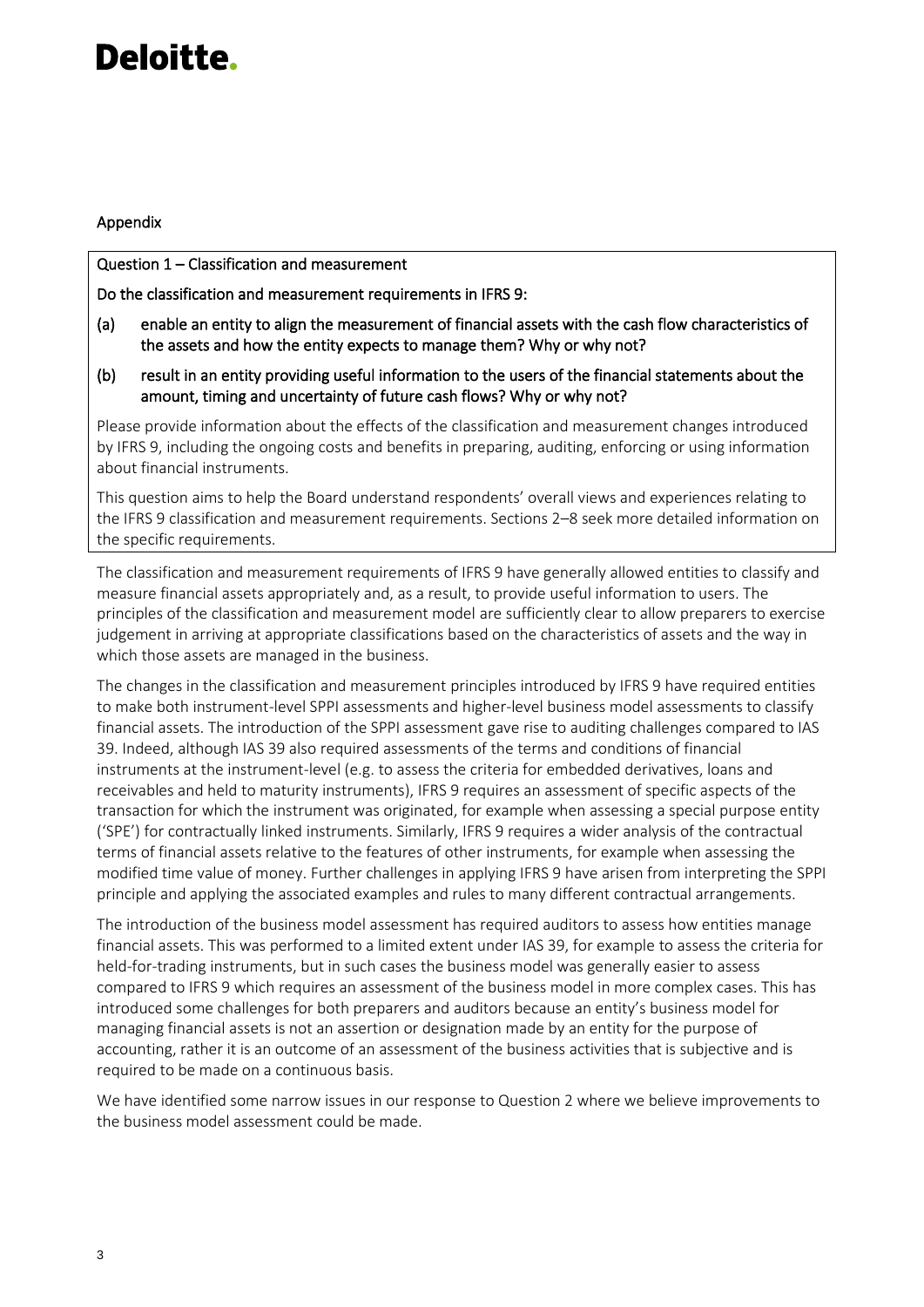## Appendix

**Question 1 – Classification and measurement**

**Do the classification and measurement requirements in IFRS 9:**

**(a) enable an entity to align the measurement of financial assets with the cash flow characteristics of the assets and how the entity expects to manage them? Why or why not?**

**(b) result in an entity providing useful information to the users of the financial statements about the amount, timing and uncertainty of future cash flows? Why or why not?**

Please provide information about the effects of the classification and measurement changes introduced by IFRS 9, including the ongoing costs and benefits in preparing, auditing, enforcing or using information about financial instruments.

This question aims to help the Board understand respondents' overall views and experiences relating to the IFRS 9 classification and measurement requirements. Sections 2–8 seek more detailed information on the specific requirements.

The classification and measurement requirements of IFRS 9 have generally allowed entities to classify and measure financial assets appropriately and, as a result, to provide useful information to users. The principles of the classification and measurement model are sufficiently clear to allow preparers to exercise judgement in arriving at appropriate classifications based on the characteristics of assets and the way in which those assets are managed in the business.

The changes in the classification and measurement principles introduced by IFRS 9 have required entities to make both instrument-level SPPI assessments and higher-level business model assessments to classify financial assets. The introduction of the SPPI assessment gave rise to auditing challenges compared to IAS 39. Indeed, although IAS 39 also required assessments of the terms and conditions of financial instruments at the instrument-level (e.g. to assess the criteria for embedded derivatives, loans and receivables and held to maturity instruments), IFRS 9 requires an assessment of specific aspects of the transaction for which the instrument was originated, for example when assessing a special purpose entity ('SPE') for contractually linked instruments. Similarly, IFRS 9 requires a wider analysis of the contractual terms of financial assets relative to the features of other instruments, for example when assessing the modified time value of money. Further challenges in applying IFRS 9 have arisen from interpreting the SPPI principle and applying the associated examples and rules to many different contractual arrangements.

The introduction of the business model assessment has required auditors to assess how entities manage financial assets. This was performed to a limited extent under IAS 39, for example to assess the criteria for held-for-trading instruments, but in such cases the business model was generally easier to assess compared to IFRS 9 which requires an assessment of the business model in more complex cases. This has introduced some challenges for both preparers and auditors because an entity's business model for managing financial assets is not an assertion or designation made by an entity for the purpose of accounting, rather it is an outcome of an assessment of the business activities that is subjective and is required to be made on a continuous basis.

We have identified some narrow issues in our response to Question 2 where we believe improvements to the business model assessment could be made.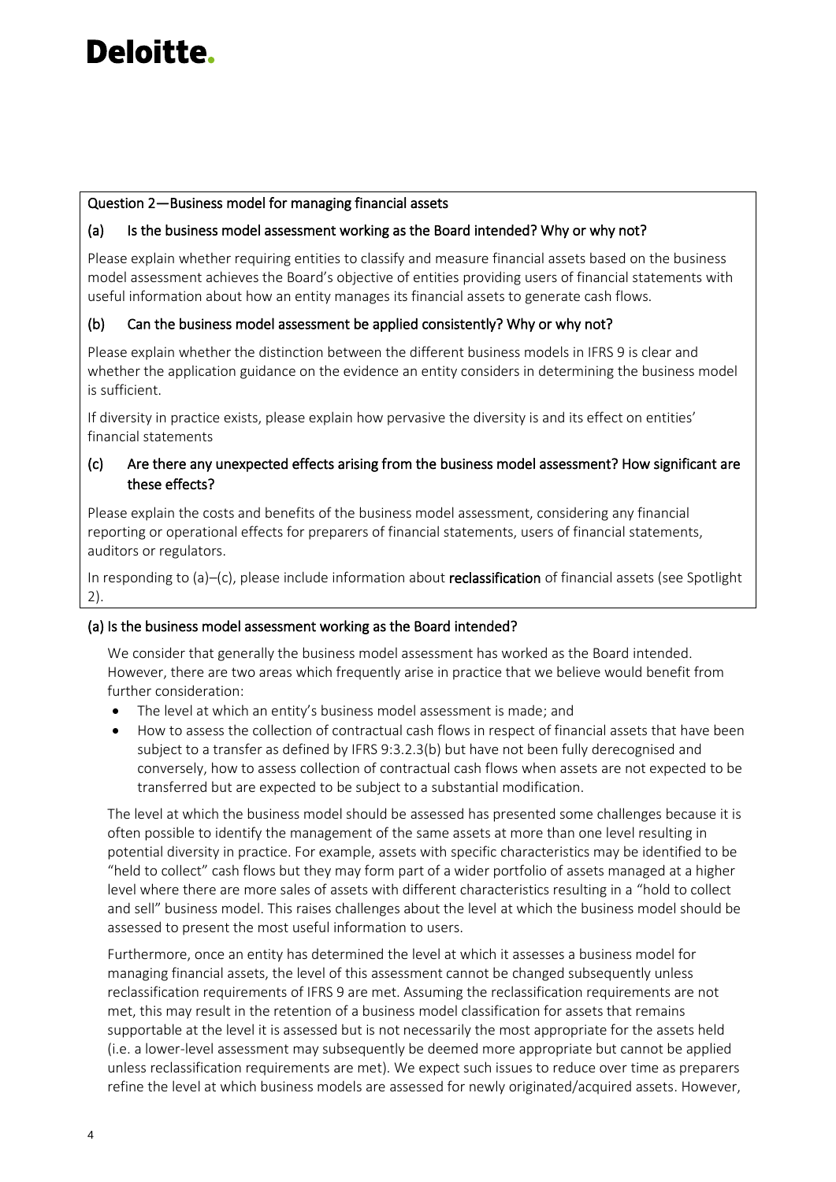Question 2—Business model for managing financial assets

**(a) Is the business model assessment working as the Board intended? Why or why not?**

Please explain whether requiring entities to classify and measure financial assets based on the business model assessment achieves the Board's objective of entities providing users of financial statements with useful information about how an entity manages its financial assets to generate cash flows.

**(b) Can the business model assessment be applied consistently? Why or why not?**

Please explain whether the distinction between the different business models in IFRS 9 is clear and whether the application guidance on the evidence an entity considers in determining the business model is sufficient.

If diversity in practice exists, please explain how pervasive the diversity is and its effect on entities' financial statements

**(c) Are there any unexpected effects arising from the business model assessment? How significant are these effects?**

Please explain the costs and benefits of the business model assessment, considering any financial reporting or operational effects for preparers of financial statements, users of financial statements, auditors or regulators.

In responding to (a)–(c), please include information about **reclassification** of financial assets (see Spotlight 2).

## (a) Is the business model assessment working as the Board intended?

We consider that generally the business model assessment has worked as the Board intended. However, there are two areas which frequently arise in practice that we believe would benefit from further consideration:

- The level at which an entity's business model assessment is made; and
- How to assess the collection of contractual cash flows in respect of financial assets that have been subject to a transfer as defined by IFRS 9:3.2.3(b) but have not been fully derecognised and conversely, how to assess collection of contractual cash flows when assets are not expected to be transferred but are expected to be subject to a substantial modification.

The level at which the business model should be assessed has presented some challenges because it is often possible to identify the management of the same assets at more than one level resulting in potential diversity in practice. For example, assets with specific characteristics may be identified to be "held to collect" cash flows but they may form part of a wider portfolio of assets managed at a higher level where there are more sales of assets with different characteristics resulting in a "hold to collect and sell" business model. This raises challenges about the level at which the business model should be assessed to present the most useful information to users.

Furthermore, once an entity has determined the level at which it assesses a business model for managing financial assets, the level of this assessment cannot be changed subsequently unless reclassification requirements of IFRS 9 are met. Assuming the reclassification requirements are not met, this may result in the retention of a business model classification for assets that remains supportable at the level it is assessed but is not necessarily the most appropriate for the assets held (i.e. a lower-level assessment may subsequently be deemed more appropriate but cannot be applied unless reclassification requirements are met). We expect such issues to reduce over time as preparers refine the level at which business models are assessed for newly originated/acquired assets. However,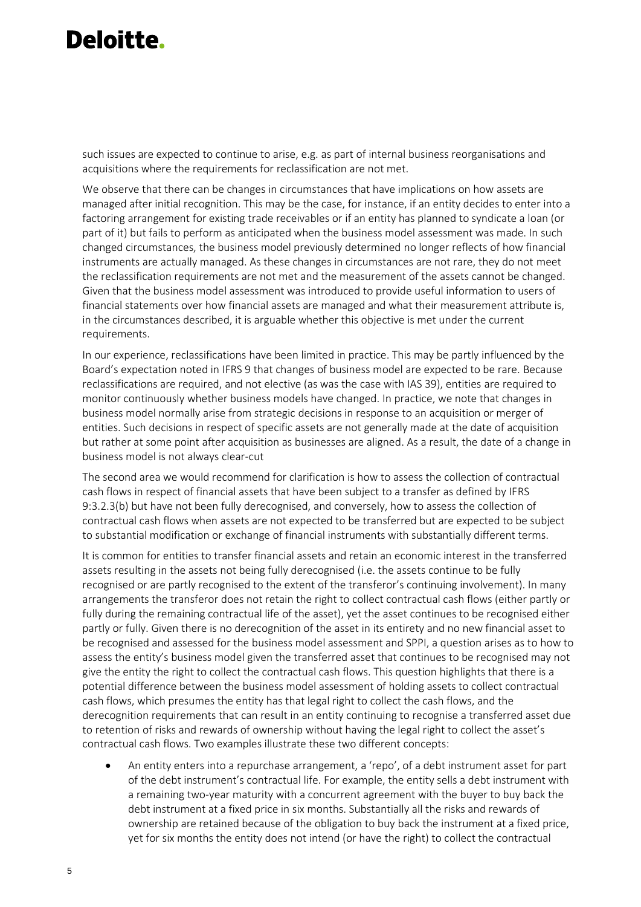such issues are expected to continue to arise, e.g. as part of internal business reorganisations and acquisitions where the requirements for reclassification are not met.

We observe that there can be changes in circumstances that have implications on how assets are managed after initial recognition. This may be the case, for instance, if an entity decides to enter into a factoring arrangement for existing trade receivables or if an entity has planned to syndicate a loan (or part of it) but fails to perform as anticipated when the business model assessment was made. In such changed circumstances, the business model previously determined no longer reflects of how financial instruments are actually managed. As these changes in circumstances are not rare, they do not meet the reclassification requirements are not met and the measurement of the assets cannot be changed. Given that the business model assessment was introduced to provide useful information to users of financial statements over how financial assets are managed and what their measurement attribute is, in the circumstances described, it is arguable whether this objective is met under the current requirements.

In our experience, reclassifications have been limited in practice. This may be partly influenced by the Board's expectation noted in IFRS 9 that changes of business model are expected to be rare. Because reclassifications are required, and not elective (as was the case with IAS 39), entities are required to monitor continuously whether business models have changed. In practice, we note that changes in business model normally arise from strategic decisions in response to an acquisition or merger of entities. Such decisions in respect of specific assets are not generally made at the date of acquisition but rather at some point after acquisition as businesses are aligned. As a result, the date of a change in business model is not always clear-cut

The second area we would recommend for clarification is how to assess the collection of contractual cash flows in respect of financial assets that have been subject to a transfer as defined by IFRS 9:3.2.3(b) but have not been fully derecognised, and conversely, how to assess the collection of contractual cash flows when assets are not expected to be transferred but are expected to be subject to substantial modification or exchange of financial instruments with substantially different terms.

It is common for entities to transfer financial assets and retain an economic interest in the transferred assets resulting in the assets not being fully derecognised (i.e. the assets continue to be fully recognised or are partly recognised to the extent of the transferor's continuing involvement). In many arrangements the transferor does not retain the right to collect contractual cash flows (either partly or fully during the remaining contractual life of the asset), yet the asset continues to be recognised either partly or fully. Given there is no derecognition of the asset in its entirety and no new financial asset to be recognised and assessed for the business model assessment and SPPI, a question arises as to how to assess the entity's business model given the transferred asset that continues to be recognised may not give the entity the right to collect the contractual cash flows. This question highlights that there is a potential difference between the business model assessment of holding assets to collect contractual cash flows, which presumes the entity has that legal right to collect the cash flows, and the derecognition requirements that can result in an entity continuing to recognise a transferred asset due to retention of risks and rewards of ownership without having the legal right to collect the asset's contractual cash flows. Two examples illustrate these two different concepts:

- An entity enters into a repurchase arrangement, a 'repo', of a debt instrument asset for part of the debt instrument's contractual life. For example, the entity sells a debt instrument with a remaining two-year maturity with a concurrent agreement with the buyer to buy back the debt instrument at a fixed price in six months. Substantially all the risks and rewards of ownership are retained because of the obligation to buy back the instrument at a fixed price, yet for six months the entity does not intend (or have the right) to collect the contractual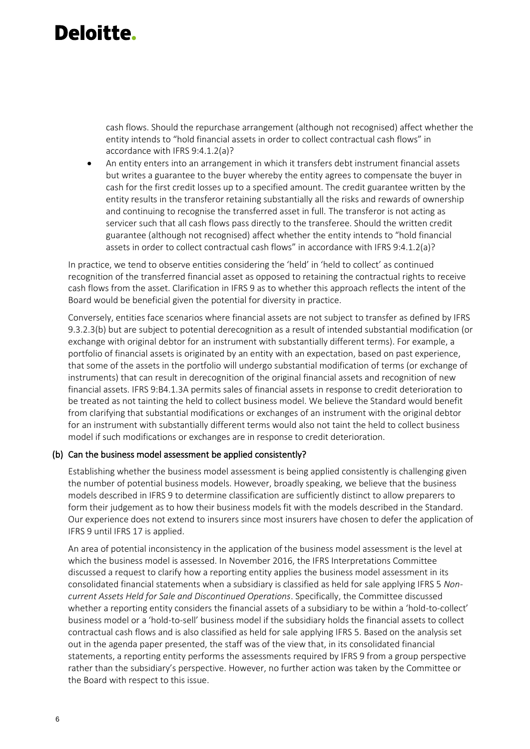cash flows. Should the repurchase arrangement (although not recognised) affect whether the entity intends to "hold financial assets in order to collect contractual cash flows" in accordance with IFRS 9:4.1.2(a)?

- An entity enters into an arrangement in which it transfers debt instrument financial assets but writes a guarantee to the buyer whereby the entity agrees to compensate the buyer in cash for the first credit losses up to a specified amount. The credit guarantee written by the entity results in the transferor retaining substantially all the risks and rewards of ownership and continuing to recognise the transferred asset in full. The transferor is not acting as servicer such that all cash flows pass directly to the transferee. Should the written credit guarantee (although not recognised) affect whether the entity intends to "hold financial assets in order to collect contractual cash flows" in accordance with IFRS 9:4.1.2(a)?

In practice, we tend to observe entities considering the 'held' in 'held to collect' as continued recognition of the transferred financial asset as opposed to retaining the contractual rights to receive cash flows from the asset. Clarification in IFRS 9 as to whether this approach reflects the intent of the Board would be beneficial given the potential for diversity in practice.

Conversely, entities face scenarios where financial assets are not subject to transfer as defined by IFRS 9.3.2.3(b) but are subject to potential derecognition as a result of intended substantial modification (or exchange with original debtor for an instrument with substantially different terms). For example, a portfolio of financial assets is originated by an entity with an expectation, based on past experience, that some of the assets in the portfolio will undergo substantial modification of terms (or exchange of instruments) that can result in derecognition of the original financial assets and recognition of new financial assets. IFRS 9:B4.1.3A permits sales of financial assets in response to credit deterioration to be treated as not tainting the held to collect business model. We believe the Standard would benefit from clarifying that substantial modifications or exchanges of an instrument with the original debtor for an instrument with substantially different terms would also not taint the held to collect business model if such modifications or exchanges are in response to credit deterioration.

### (b) Can the business model assessment be applied consistently?

Establishing whether the business model assessment is being applied consistently is challenging given the number of potential business models. However, broadly speaking, we believe that the business models described in IFRS 9 to determine classification are sufficiently distinct to allow preparers to form their judgement as to how their business models fit with the models described in the Standard. Our experience does not extend to insurers since most insurers have chosen to defer the application of IFRS 9 until IFRS 17 is applied.

An area of potential inconsistency in the application of the business model assessment is the level at which the business model is assessed. In November 2016, the IFRS Interpretations Committee discussed a request to clarify how a reporting entity applies the business model assessment in its consolidated financial statements when a subsidiary is classified as held for sale applying IFRS 5 *Non-current Assets Held for Sale and Discontinued Operations*. Specifically, the Committee discussed whether a reporting entity considers the financial assets of a subsidiary to be within a 'hold-to-collect' business model or a 'hold-to-sell' business model if the subsidiary holds the financial assets to collect contractual cash flows and is also classified as held for sale applying IFRS 5. Based on the analysis set out in the agenda paper presented, the staff was of the view that, in its consolidated financial statements, a reporting entity performs the assessments required by IFRS 9 from a group perspective rather than the subsidiary's perspective. However, no further action was taken by the Committee or the Board with respect to this issue.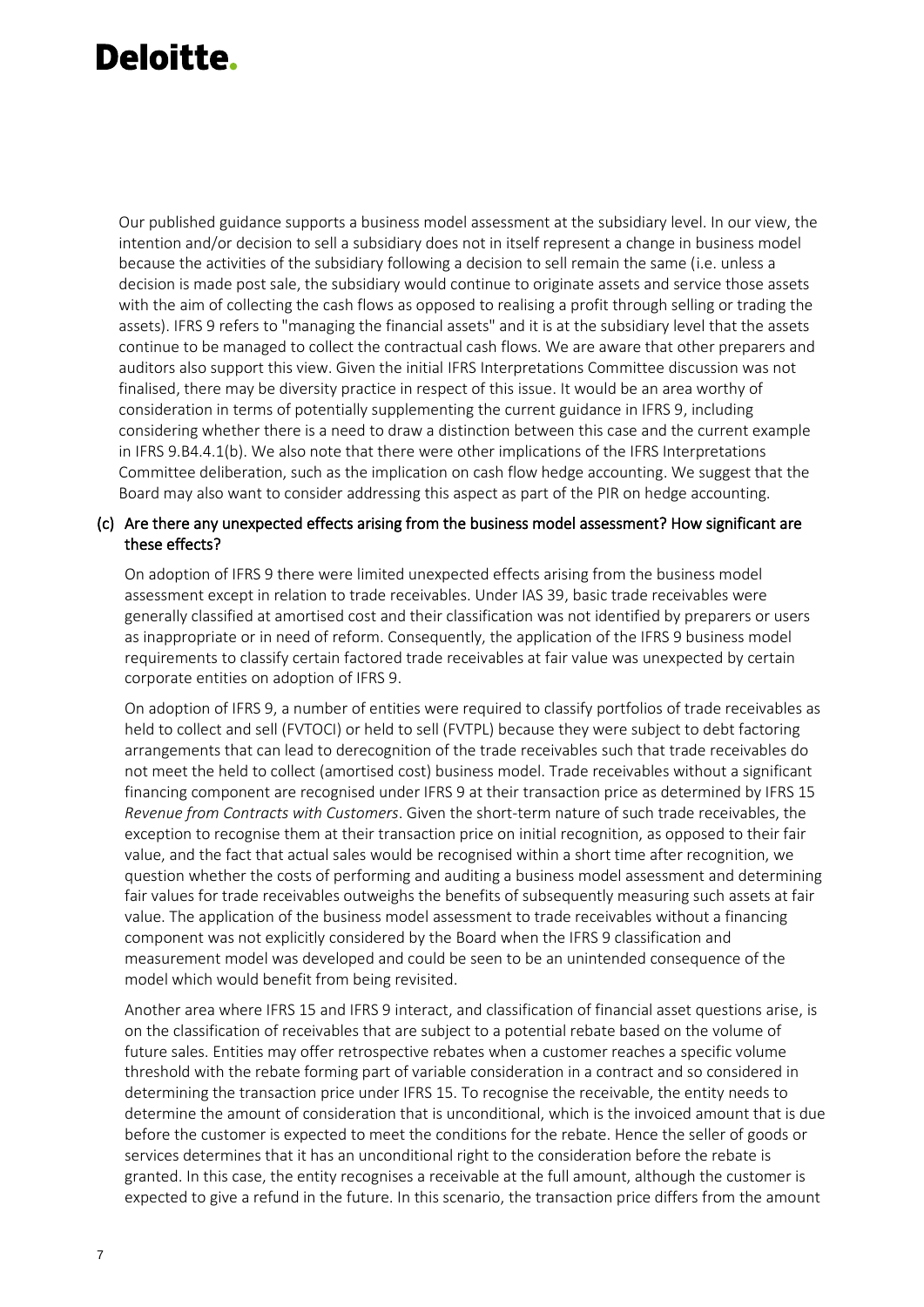Our published guidance supports a business model assessment at the subsidiary level. In our view, the intention and/or decision to sell a subsidiary does not in itself represent a change in business model because the activities of the subsidiary following a decision to sell remain the same (i.e. unless a decision is made post sale, the subsidiary would continue to originate assets and service those assets with the aim of collecting the cash flows as opposed to realising a profit through selling or trading the assets). IFRS 9 refers to "managing the financial assets" and it is at the subsidiary level that the assets continue to be managed to collect the contractual cash flows. We are aware that other preparers and auditors also support this view. Given the initial IFRS Interpretations Committee discussion was not finalised, there may be diversity practice in respect of this issue. It would be an area worthy of consideration in terms of potentially supplementing the current guidance in IFRS 9, including considering whether there is a need to draw a distinction between this case and the current example in IFRS 9.B4.4.1(b). We also note that there were other implications of the IFRS Interpretations Committee deliberation, such as the implication on cash flow hedge accounting. We suggest that the Board may also want to consider addressing this aspect as part of the PIR on hedge accounting.

**(c) Are there any unexpected effects arising from the business model assessment? How significant are these effects?**

On adoption of IFRS 9 there were limited unexpected effects arising from the business model assessment except in relation to trade receivables. Under IAS 39, basic trade receivables were generally classified at amortised cost and their classification was not identified by preparers or users as inappropriate or in need of reform. Consequently, the application of the IFRS 9 business model requirements to classify certain factored trade receivables at fair value was unexpected by certain corporate entities on adoption of IFRS 9.

On adoption of IFRS 9, a number of entities were required to classify portfolios of trade receivables as held to collect and sell (FVTOCI) or held to sell (FVTPL) because they were subject to debt factoring arrangements that can lead to derecognition of the trade receivables such that trade receivables do not meet the held to collect (amortised cost) business model. Trade receivables without a significant financing component are recognised under IFRS 9 at their transaction price as determined by IFRS 15 *Revenue from Contracts with Customers*. Given the short-term nature of such trade receivables, the exception to recognise them at their transaction price on initial recognition, as opposed to their fair value, and the fact that actual sales would be recognised within a short time after recognition, we question whether the costs of performing and auditing a business model assessment and determining fair values for trade receivables outweighs the benefits of subsequently measuring such assets at fair value. The application of the business model assessment to trade receivables without a financing component was not explicitly considered by the Board when the IFRS 9 classification and measurement model was developed and could be seen to be an unintended consequence of the model which would benefit from being revisited.

Another area where IFRS 15 and IFRS 9 interact, and classification of financial asset questions arise, is on the classification of receivables that are subject to a potential rebate based on the volume of future sales. Entities may offer retrospective rebates when a customer reaches a specific volume threshold with the rebate forming part of variable consideration in a contract and so considered in determining the transaction price under IFRS 15. To recognise the receivable, the entity needs to determine the amount of consideration that is unconditional, which is the invoiced amount that is due before the customer is expected to meet the conditions for the rebate. Hence the seller of goods or services determines that it has an unconditional right to the consideration before the rebate is granted. In this case, the entity recognises a receivable at the full amount, although the customer is expected to give a refund in the future. In this scenario, the transaction price differs from the amount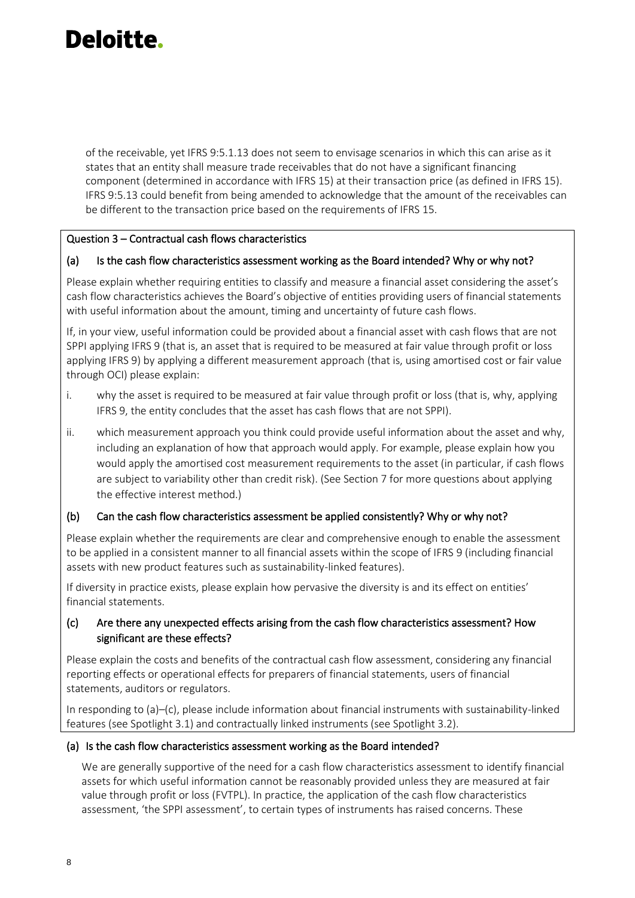of the receivable, yet IFRS 9:5.1.13 does not seem to envisage scenarios in which this can arise as it states that an entity shall measure trade receivables that do not have a significant financing component (determined in accordance with IFRS 15) at their transaction price (as defined in IFRS 15). IFRS 9:5.13 could benefit from being amended to acknowledge that the amount of the receivables can be different to the transaction price based on the requirements of IFRS 15.

**Question 3 – Contractual cash flows characteristics**

**(a) Is the cash flow characteristics assessment working as the Board intended? Why or why not?**

Please explain whether requiring entities to classify and measure a financial asset considering the asset's cash flow characteristics achieves the Board's objective of entities providing users of financial statements with useful information about the amount, timing and uncertainty of future cash flows.

If, in your view, useful information could be provided about a financial asset with cash flows that are not SPPI applying IFRS 9 (that is, an asset that is required to be measured at fair value through profit or loss applying IFRS 9) by applying a different measurement approach (that is, using amortised cost or fair value through OCI) please explain:

i. why the asset is required to be measured at fair value through profit or loss (that is, why, applying IFRS 9, the entity concludes that the asset has cash flows that are not SPPI).

ii. which measurement approach you think could provide useful information about the asset and why, including an explanation of how that approach would apply. For example, please explain how you would apply the amortised cost measurement requirements to the asset (in particular, if cash flows are subject to variability other than credit risk). (See Section 7 for more questions about applying the effective interest method.)

**(b) Can the cash flow characteristics assessment be applied consistently? Why or why not?**

Please explain whether the requirements are clear and comprehensive enough to enable the assessment to be applied in a consistent manner to all financial assets within the scope of IFRS 9 (including financial assets with new product features such as sustainability-linked features).

If diversity in practice exists, please explain how pervasive the diversity is and its effect on entities' financial statements.

**(c) Are there any unexpected effects arising from the cash flow characteristics assessment? How significant are these effects?**

Please explain the costs and benefits of the contractual cash flow assessment, considering any financial reporting effects or operational effects for preparers of financial statements, users of financial statements, auditors or regulators.

In responding to (a)–(c), please include information about financial instruments with sustainability-linked features (see Spotlight 3.1) and contractually linked instruments (see Spotlight 3.2).

**(a) Is the cash flow characteristics assessment working as the Board intended?**

We are generally supportive of the need for a cash flow characteristics assessment to identify financial assets for which useful information cannot be reasonably provided unless they are measured at fair value through profit or loss (FVTPL). In practice, the application of the cash flow characteristics assessment, 'the SPPI assessment', to certain types of instruments has raised concerns. These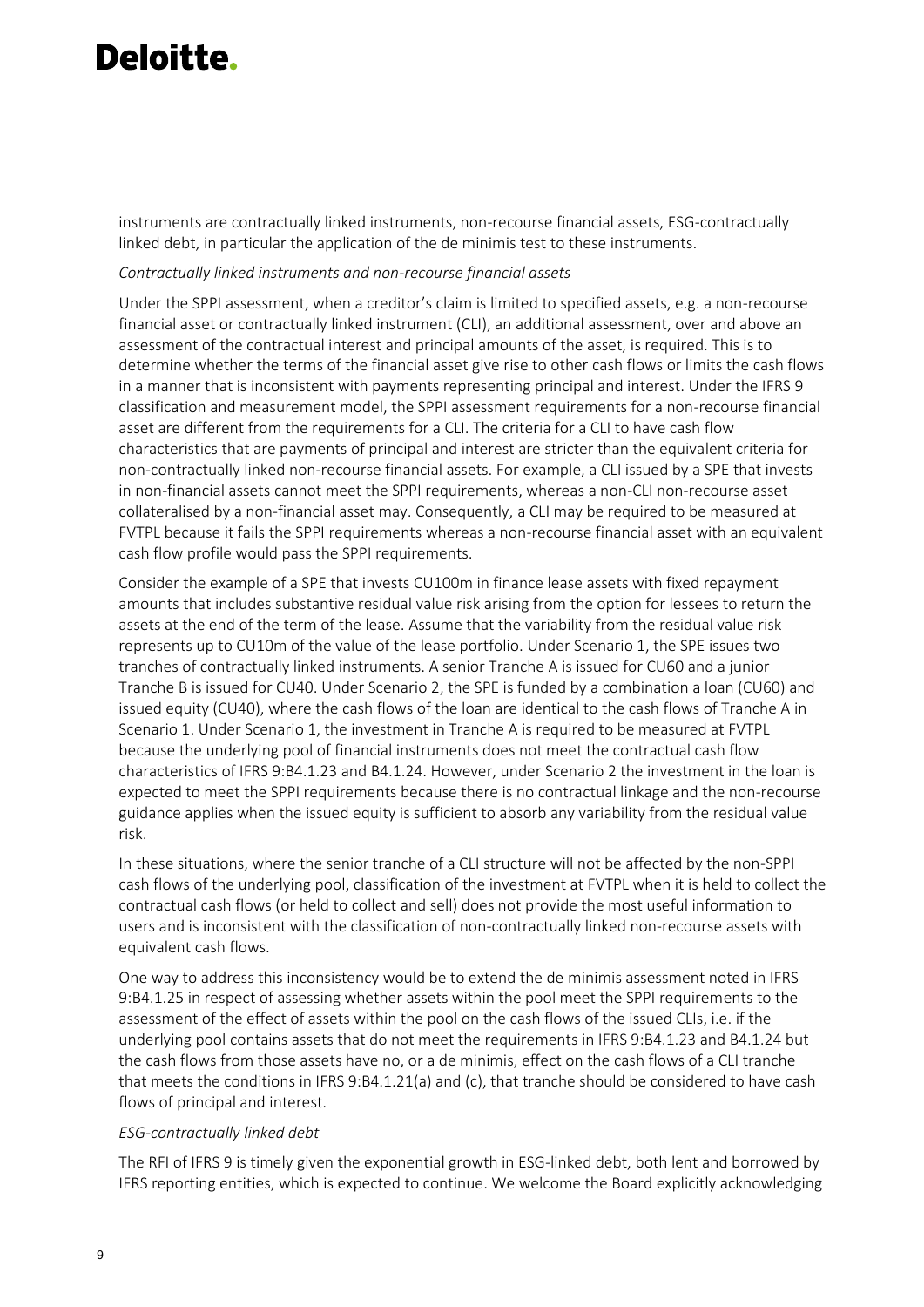instruments are contractually linked instruments, non-recourse financial assets, ESG-contractually linked debt, in particular the application of the de minimis test to these instruments.

*Contractually linked instruments and non-recourse financial assets*

Under the SPPI assessment, when a creditor's claim is limited to specified assets, e.g. a non-recourse financial asset or contractually linked instrument (CLI), an additional assessment, over and above an assessment of the contractual interest and principal amounts of the asset, is required. This is to determine whether the terms of the financial asset give rise to other cash flows or limits the cash flows in a manner that is inconsistent with payments representing principal and interest. Under the IFRS 9 classification and measurement model, the SPPI assessment requirements for a non-recourse financial asset are different from the requirements for a CLI. The criteria for a CLI to have cash flow characteristics that are payments of principal and interest are stricter than the equivalent criteria for non-contractually linked non-recourse financial assets. For example, a CLI issued by a SPE that invests in non-financial assets cannot meet the SPPI requirements, whereas a non-CLI non-recourse asset collateralised by a non-financial asset may. Consequently, a CLI may be required to be measured at FVTPL because it fails the SPPI requirements whereas a non-recourse financial asset with an equivalent cash flow profile would pass the SPPI requirements.

Consider the example of a SPE that invests CU100m in finance lease assets with fixed repayment amounts that includes substantive residual value risk arising from the option for lessees to return the assets at the end of the term of the lease. Assume that the variability from the residual value risk represents up to CU10m of the value of the lease portfolio. Under Scenario 1, the SPE issues two tranches of contractually linked instruments. A senior Tranche A is issued for CU60 and a junior Tranche B is issued for CU40. Under Scenario 2, the SPE is funded by a combination a loan (CU60) and issued equity (CU40), where the cash flows of the loan are identical to the cash flows of Tranche A in Scenario 1. Under Scenario 1, the investment in Tranche A is required to be measured at FVTPL because the underlying pool of financial instruments does not meet the contractual cash flow characteristics of IFRS 9:B4.1.23 and B4.1.24. However, under Scenario 2 the investment in the loan is expected to meet the SPPI requirements because there is no contractual linkage and the non-recourse guidance applies when the issued equity is sufficient to absorb any variability from the residual value risk.

In these situations, where the senior tranche of a CLI structure will not be affected by the non-SPPI cash flows of the underlying pool, classification of the investment at FVTPL when it is held to collect the contractual cash flows (or held to collect and sell) does not provide the most useful information to users and is inconsistent with the classification of non-contractually linked non-recourse assets with equivalent cash flows.

One way to address this inconsistency would be to extend the de minimis assessment noted in IFRS 9:B4.1.25 in respect of assessing whether assets within the pool meet the SPPI requirements to the assessment of the effect of assets within the pool on the cash flows of the issued CLIs, i.e. if the underlying pool contains assets that do not meet the requirements in IFRS 9:B4.1.23 and B4.1.24 but the cash flows from those assets have no, or a de minimis, effect on the cash flows of a CLI tranche that meets the conditions in IFRS 9:B4.1.21(a) and (c), that tranche should be considered to have cash flows of principal and interest.

*ESG-contractually linked debt*

The RFI of IFRS 9 is timely given the exponential growth in ESG-linked debt, both lent and borrowed by IFRS reporting entities, which is expected to continue. We welcome the Board explicitly acknowledging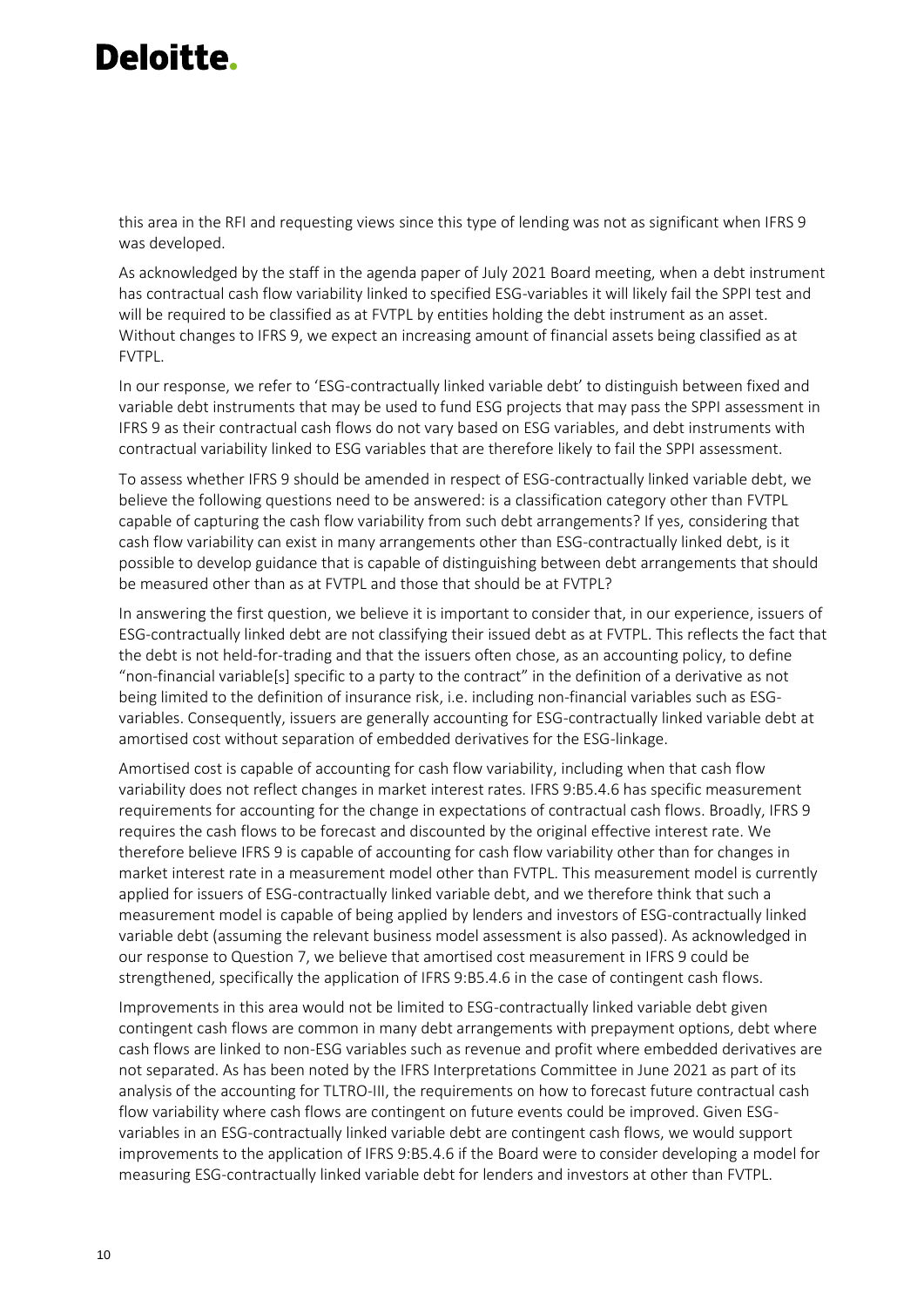this area in the RFI and requesting views since this type of lending was not as significant when IFRS 9 was developed.

As acknowledged by the staff in the agenda paper of July 2021 Board meeting, when a debt instrument has contractual cash flow variability linked to specified ESG-variables it will likely fail the SPPI test and will be required to be classified as at FVTPL by entities holding the debt instrument as an asset. Without changes to IFRS 9, we expect an increasing amount of financial assets being classified as at FVTPL.

In our response, we refer to 'ESG-contractually linked variable debt' to distinguish between fixed and variable debt instruments that may be used to fund ESG projects that may pass the SPPI assessment in IFRS 9 as their contractual cash flows do not vary based on ESG variables, and debt instruments with contractual variability linked to ESG variables that are therefore likely to fail the SPPI assessment.

To assess whether IFRS 9 should be amended in respect of ESG-contractually linked variable debt, we believe the following questions need to be answered: is a classification category other than FVTPL capable of capturing the cash flow variability from such debt arrangements? If yes, considering that cash flow variability can exist in many arrangements other than ESG-contractually linked debt, is it possible to develop guidance that is capable of distinguishing between debt arrangements that should be measured other than as at FVTPL and those that should be at FVTPL?

In answering the first question, we believe it is important to consider that, in our experience, issuers of ESG-contractually linked debt are not classifying their issued debt as at FVTPL. This reflects the fact that the debt is not held-for-trading and that the issuers often chose, as an accounting policy, to define "non-financial variable[s] specific to a party to the contract" in the definition of a derivative as not being limited to the definition of insurance risk, i.e. including non-financial variables such as ESG-variables. Consequently, issuers are generally accounting for ESG-contractually linked variable debt at amortised cost without separation of embedded derivatives for the ESG-linkage.

Amortised cost is capable of accounting for cash flow variability, including when that cash flow variability does not reflect changes in market interest rates. IFRS 9:B5.4.6 has specific measurement requirements for accounting for the change in expectations of contractual cash flows. Broadly, IFRS 9 requires the cash flows to be forecast and discounted by the original effective interest rate. We therefore believe IFRS 9 is capable of accounting for cash flow variability other than for changes in market interest rate in a measurement model other than FVTPL. This measurement model is currently applied for issuers of ESG-contractually linked variable debt, and we therefore think that such a measurement model is capable of being applied by lenders and investors of ESG-contractually linked variable debt (assuming the relevant business model assessment is also passed). As acknowledged in our response to Question 7, we believe that amortised cost measurement in IFRS 9 could be strengthened, specifically the application of IFRS 9:B5.4.6 in the case of contingent cash flows.

Improvements in this area would not be limited to ESG-contractually linked variable debt given contingent cash flows are common in many debt arrangements with prepayment options, debt where cash flows are linked to non-ESG variables such as revenue and profit where embedded derivatives are not separated. As has been noted by the IFRS Interpretations Committee in June 2021 as part of its analysis of the accounting for TLTRO-III, the requirements on how to forecast future contractual cash flow variability where cash flows are contingent on future events could be improved. Given ESG-variables in an ESG-contractually linked variable debt are contingent cash flows, we would support improvements to the application of IFRS 9:B5.4.6 if the Board were to consider developing a model for measuring ESG-contractually linked variable debt for lenders and investors at other than FVTPL.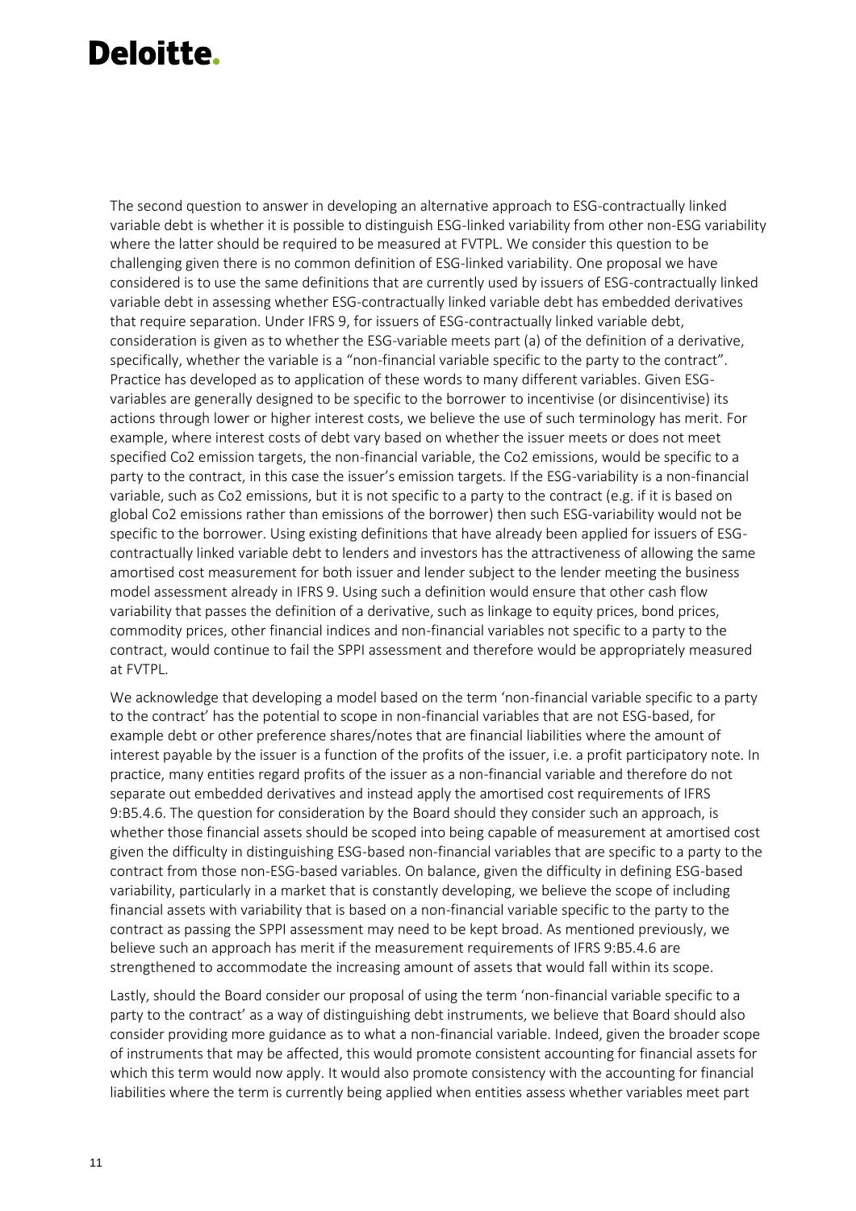The second question to answer in developing an alternative approach to ESG-contractually linked variable debt is whether it is possible to distinguish ESG-linked variability from other non-ESG variability where the latter should be required to be measured at FVTPL. We consider this question to be challenging given there is no common definition of ESG-linked variability. One proposal we have considered is to use the same definitions that are currently used by issuers of ESG-contractually linked variable debt in assessing whether ESG-contractually linked variable debt has embedded derivatives that require separation. Under IFRS 9, for issuers of ESG-contractually linked variable debt, consideration is given as to whether the ESG-variable meets part (a) of the definition of a derivative, specifically, whether the variable is a "non-financial variable specific to the party to the contract". Practice has developed as to application of these words to many different variables. Given ESG-variables are generally designed to be specific to the borrower to incentivise (or disincentivise) its actions through lower or higher interest costs, we believe the use of such terminology has merit. For example, where interest costs of debt vary based on whether the issuer meets or does not meet specified Co2 emission targets, the non-financial variable, the Co2 emissions, would be specific to a party to the contract, in this case the issuer's emission targets. If the ESG-variability is a non-financial variable, such as Co2 emissions, but it is not specific to a party to the contract (e.g. if it is based on global Co2 emissions rather than emissions of the borrower) then such ESG-variability would not be specific to the borrower. Using existing definitions that have already been applied for issuers of ESG-contractually linked variable debt to lenders and investors has the attractiveness of allowing the same amortised cost measurement for both issuer and lender subject to the lender meeting the business model assessment already in IFRS 9. Using such a definition would ensure that other cash flow variability that passes the definition of a derivative, such as linkage to equity prices, bond prices, commodity prices, other financial indices and non-financial variables not specific to a party to the contract, would continue to fail the SPPI assessment and therefore would be appropriately measured at FVTPL.

We acknowledge that developing a model based on the term 'non-financial variable specific to a party to the contract' has the potential to scope in non-financial variables that are not ESG-based, for example debt or other preference shares/notes that are financial liabilities where the amount of interest payable by the issuer is a function of the profits of the issuer, i.e. a profit participatory note. In practice, many entities regard profits of the issuer as a non-financial variable and therefore do not separate out embedded derivatives and instead apply the amortised cost requirements of IFRS 9:B5.4.6. The question for consideration by the Board should they consider such an approach, is whether those financial assets should be scoped into being capable of measurement at amortised cost given the difficulty in distinguishing ESG-based non-financial variables that are specific to a party to the contract from those non-ESG-based variables. On balance, given the difficulty in defining ESG-based variability, particularly in a market that is constantly developing, we believe the scope of including financial assets with variability that is based on a non-financial variable specific to the party to the contract as passing the SPPI assessment may need to be kept broad. As mentioned previously, we believe such an approach has merit if the measurement requirements of IFRS 9:B5.4.6 are strengthened to accommodate the increasing amount of assets that would fall within its scope.

Lastly, should the Board consider our proposal of using the term 'non-financial variable specific to a party to the contract' as a way of distinguishing debt instruments, we believe that Board should also consider providing more guidance as to what a non-financial variable. Indeed, given the broader scope of instruments that may be affected, this would promote consistent accounting for financial assets for which this term would now apply. It would also promote consistency with the accounting for financial liabilities where the term is currently being applied when entities assess whether variables meet part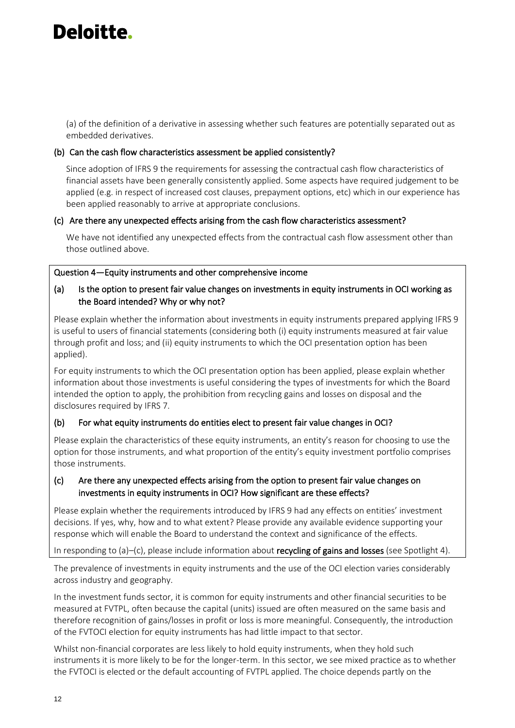(a) of the definition of a derivative in assessing whether such features are potentially separated out as embedded derivatives.

### (b) Can the cash flow characteristics assessment be applied consistently?

Since adoption of IFRS 9 the requirements for assessing the contractual cash flow characteristics of financial assets have been generally consistently applied. Some aspects have required judgement to be applied (e.g. in respect of increased cost clauses, prepayment options, etc) which in our experience has been applied reasonably to arrive at appropriate conclusions.

### (c) Are there any unexpected effects arising from the cash flow characteristics assessment?

We have not identified any unexpected effects from the contractual cash flow assessment other than those outlined above.

## Question 4—Equity instruments and other comprehensive income

### (a) Is the option to present fair value changes on investments in equity instruments in OCI working as the Board intended? Why or why not?

Please explain whether the information about investments in equity instruments prepared applying IFRS 9 is useful to users of financial statements (considering both (i) equity instruments measured at fair value through profit and loss; and (ii) equity instruments to which the OCI presentation option has been applied).

For equity instruments to which the OCI presentation option has been applied, please explain whether information about those investments is useful considering the types of investments for which the Board intended the option to apply, the prohibition from recycling gains and losses on disposal and the disclosures required by IFRS 7.

### (b) For what equity instruments do entities elect to present fair value changes in OCI?

Please explain the characteristics of these equity instruments, an entity's reason for choosing to use the option for those instruments, and what proportion of the entity's equity investment portfolio comprises those instruments.

### (c) Are there any unexpected effects arising from the option to present fair value changes on investments in equity instruments in OCI? How significant are these effects?

Please explain whether the requirements introduced by IFRS 9 had any effects on entities' investment decisions. If yes, why, how and to what extent? Please provide any available evidence supporting your response which will enable the Board to understand the context and significance of the effects.

In responding to (a)–(c), please include information about **recycling of gains and losses** (see Spotlight 4).

The prevalence of investments in equity instruments and the use of the OCI election varies considerably across industry and geography.

In the investment funds sector, it is common for equity instruments and other financial securities to be measured at FVTPL, often because the capital (units) issued are often measured on the same basis and therefore recognition of gains/losses in profit or loss is more meaningful. Consequently, the introduction of the FVTOCI election for equity instruments has had little impact to that sector.

Whilst non-financial corporates are less likely to hold equity instruments, when they hold such instruments it is more likely to be for the longer-term. In this sector, we see mixed practice as to whether the FVTOCI is elected or the default accounting of FVTPL applied. The choice depends partly on the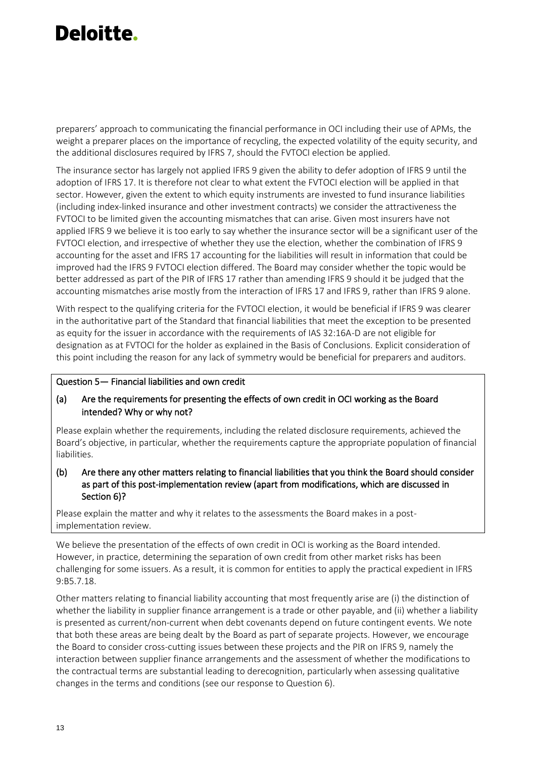preparers' approach to communicating the financial performance in OCI including their use of APMs, the weight a preparer places on the importance of recycling, the expected volatility of the equity security, and the additional disclosures required by IFRS 7, should the FVTOCI election be applied.

The insurance sector has largely not applied IFRS 9 given the ability to defer adoption of IFRS 9 until the adoption of IFRS 17. It is therefore not clear to what extent the FVTOCI election will be applied in that sector. However, given the extent to which equity instruments are invested to fund insurance liabilities (including index-linked insurance and other investment contracts) we consider the attractiveness the FVTOCI to be limited given the accounting mismatches that can arise. Given most insurers have not applied IFRS 9 we believe it is too early to say whether the insurance sector will be a significant user of the FVTOCI election, and irrespective of whether they use the election, whether the combination of IFRS 9 accounting for the asset and IFRS 17 accounting for the liabilities will result in information that could be improved had the IFRS 9 FVTOCI election differed. The Board may consider whether the topic would be better addressed as part of the PIR of IFRS 17 rather than amending IFRS 9 should it be judged that the accounting mismatches arise mostly from the interaction of IFRS 17 and IFRS 9, rather than IFRS 9 alone.

With respect to the qualifying criteria for the FVTOCI election, it would be beneficial if IFRS 9 was clearer in the authoritative part of the Standard that financial liabilities that meet the exception to be presented as equity for the issuer in accordance with the requirements of IAS 32:16A-D are not eligible for designation as at FVTOCI for the holder as explained in the Basis of Conclusions. Explicit consideration of this point including the reason for any lack of symmetry would be beneficial for preparers and auditors.

**Question 5— Financial liabilities and own credit**

**(a) Are the requirements for presenting the effects of own credit in OCI working as the Board intended? Why or why not?**

Please explain whether the requirements, including the related disclosure requirements, achieved the Board's objective, in particular, whether the requirements capture the appropriate population of financial liabilities.

**(b) Are there any other matters relating to financial liabilities that you think the Board should consider as part of this post-implementation review (apart from modifications, which are discussed in Section 6)?**

Please explain the matter and why it relates to the assessments the Board makes in a post-implementation review.

We believe the presentation of the effects of own credit in OCI is working as the Board intended. However, in practice, determining the separation of own credit from other market risks has been challenging for some issuers. As a result, it is common for entities to apply the practical expedient in IFRS 9:B5.7.18.

Other matters relating to financial liability accounting that most frequently arise are (i) the distinction of whether the liability in supplier finance arrangement is a trade or other payable, and (ii) whether a liability is presented as current/non-current when debt covenants depend on future contingent events. We note that both these areas are being dealt by the Board as part of separate projects. However, we encourage the Board to consider cross-cutting issues between these projects and the PIR on IFRS 9, namely the interaction between supplier finance arrangements and the assessment of whether the modifications to the contractual terms are substantial leading to derecognition, particularly when assessing qualitative changes in the terms and conditions (see our response to Question 6).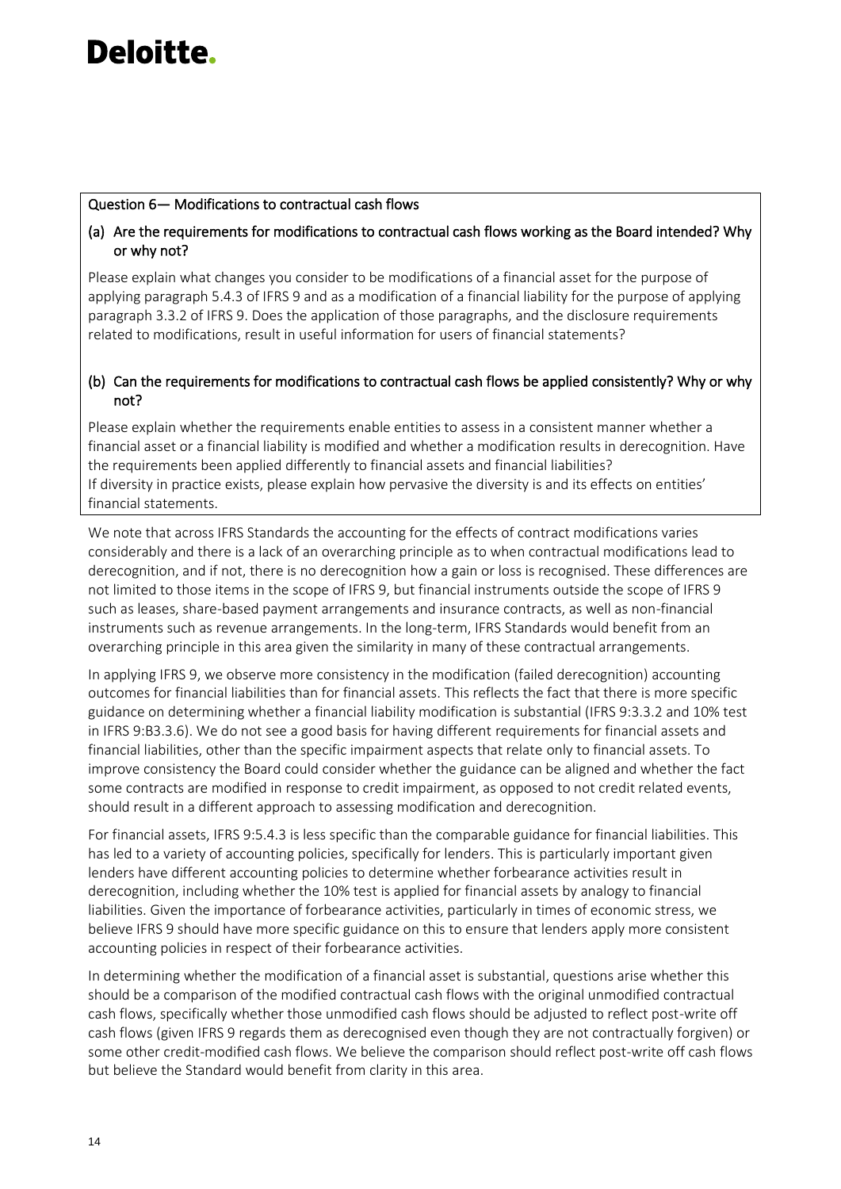**Question 6— Modifications to contractual cash flows**

**(a) Are the requirements for modifications to contractual cash flows working as the Board intended? Why or why not?**

Please explain what changes you consider to be modifications of a financial asset for the purpose of applying paragraph 5.4.3 of IFRS 9 and as a modification of a financial liability for the purpose of applying paragraph 3.3.2 of IFRS 9. Does the application of those paragraphs, and the disclosure requirements related to modifications, result in useful information for users of financial statements?

**(b) Can the requirements for modifications to contractual cash flows be applied consistently? Why or why not?**

Please explain whether the requirements enable entities to assess in a consistent manner whether a financial asset or a financial liability is modified and whether a modification results in derecognition. Have the requirements been applied differently to financial assets and financial liabilities?
If diversity in practice exists, please explain how pervasive the diversity is and its effects on entities' financial statements.

We note that across IFRS Standards the accounting for the effects of contract modifications varies considerably and there is a lack of an overarching principle as to when contractual modifications lead to derecognition, and if not, there is no derecognition how a gain or loss is recognised. These differences are not limited to those items in the scope of IFRS 9, but financial instruments outside the scope of IFRS 9 such as leases, share-based payment arrangements and insurance contracts, as well as non-financial instruments such as revenue arrangements. In the long-term, IFRS Standards would benefit from an overarching principle in this area given the similarity in many of these contractual arrangements.

In applying IFRS 9, we observe more consistency in the modification (failed derecognition) accounting outcomes for financial liabilities than for financial assets. This reflects the fact that there is more specific guidance on determining whether a financial liability modification is substantial (IFRS 9:3.3.2 and 10% test in IFRS 9:B3.3.6). We do not see a good basis for having different requirements for financial assets and financial liabilities, other than the specific impairment aspects that relate only to financial assets. To improve consistency the Board could consider whether the guidance can be aligned and whether the fact some contracts are modified in response to credit impairment, as opposed to not credit related events, should result in a different approach to assessing modification and derecognition.

For financial assets, IFRS 9:5.4.3 is less specific than the comparable guidance for financial liabilities. This has led to a variety of accounting policies, specifically for lenders. This is particularly important given lenders have different accounting policies to determine whether forbearance activities result in derecognition, including whether the 10% test is applied for financial assets by analogy to financial liabilities. Given the importance of forbearance activities, particularly in times of economic stress, we believe IFRS 9 should have more specific guidance on this to ensure that lenders apply more consistent accounting policies in respect of their forbearance activities.

In determining whether the modification of a financial asset is substantial, questions arise whether this should be a comparison of the modified contractual cash flows with the original unmodified contractual cash flows, specifically whether those unmodified cash flows should be adjusted to reflect post-write off cash flows (given IFRS 9 regards them as derecognised even though they are not contractually forgiven) or some other credit-modified cash flows. We believe the comparison should reflect post-write off cash flows but believe the Standard would benefit from clarity in this area.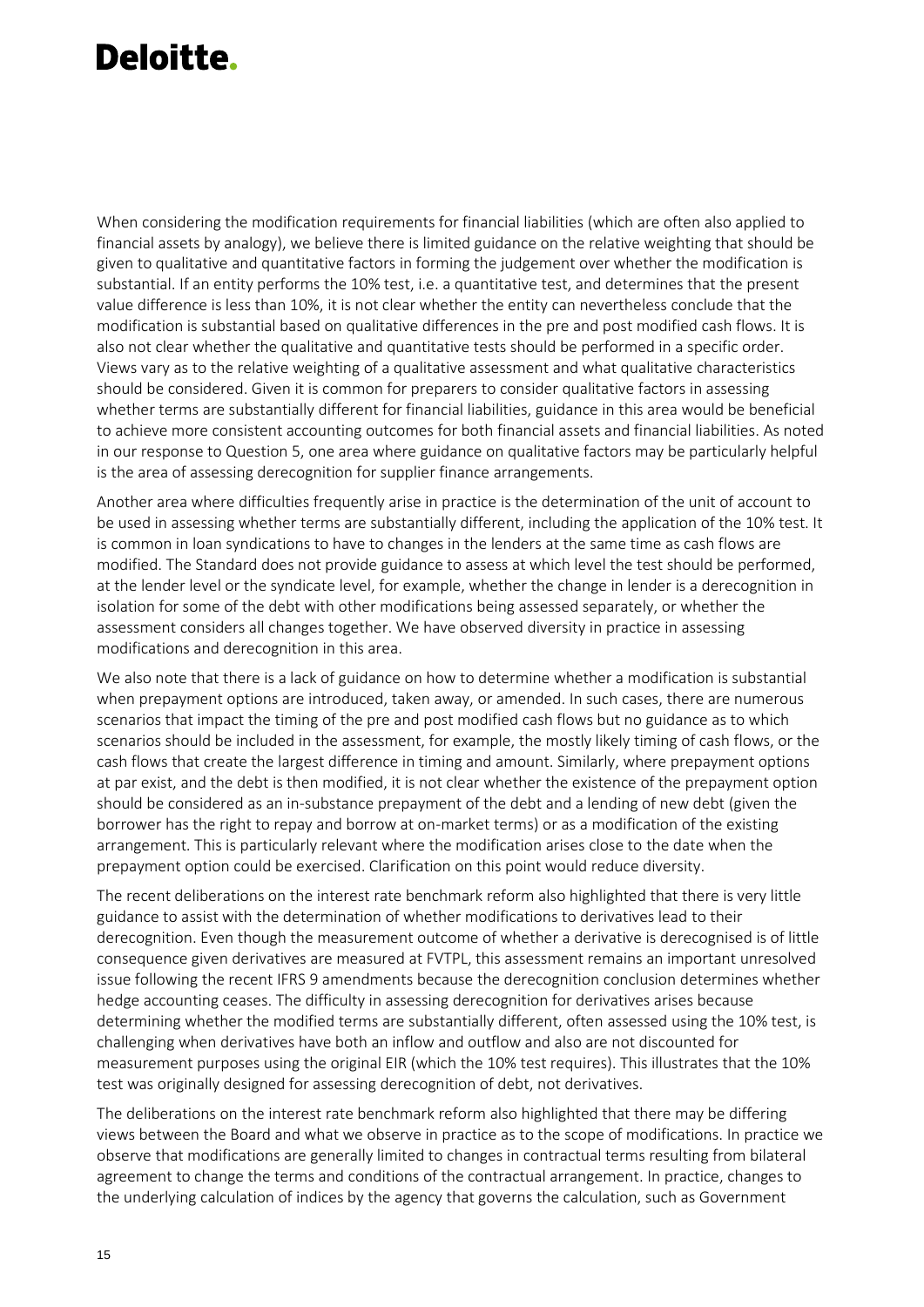When considering the modification requirements for financial liabilities (which are often also applied to financial assets by analogy), we believe there is limited guidance on the relative weighting that should be given to qualitative and quantitative factors in forming the judgement over whether the modification is substantial. If an entity performs the 10% test, i.e. a quantitative test, and determines that the present value difference is less than 10%, it is not clear whether the entity can nevertheless conclude that the modification is substantial based on qualitative differences in the pre and post modified cash flows. It is also not clear whether the qualitative and quantitative tests should be performed in a specific order. Views vary as to the relative weighting of a qualitative assessment and what qualitative characteristics should be considered. Given it is common for preparers to consider qualitative factors in assessing whether terms are substantially different for financial liabilities, guidance in this area would be beneficial to achieve more consistent accounting outcomes for both financial assets and financial liabilities. As noted in our response to Question 5, one area where guidance on qualitative factors may be particularly helpful is the area of assessing derecognition for supplier finance arrangements.

Another area where difficulties frequently arise in practice is the determination of the unit of account to be used in assessing whether terms are substantially different, including the application of the 10% test. It is common in loan syndications to have to changes in the lenders at the same time as cash flows are modified. The Standard does not provide guidance to assess at which level the test should be performed, at the lender level or the syndicate level, for example, whether the change in lender is a derecognition in isolation for some of the debt with other modifications being assessed separately, or whether the assessment considers all changes together. We have observed diversity in practice in assessing modifications and derecognition in this area.

We also note that there is a lack of guidance on how to determine whether a modification is substantial when prepayment options are introduced, taken away, or amended. In such cases, there are numerous scenarios that impact the timing of the pre and post modified cash flows but no guidance as to which scenarios should be included in the assessment, for example, the mostly likely timing of cash flows, or the cash flows that create the largest difference in timing and amount. Similarly, where prepayment options at par exist, and the debt is then modified, it is not clear whether the existence of the prepayment option should be considered as an in-substance prepayment of the debt and a lending of new debt (given the borrower has the right to repay and borrow at on-market terms) or as a modification of the existing arrangement. This is particularly relevant where the modification arises close to the date when the prepayment option could be exercised. Clarification on this point would reduce diversity.

The recent deliberations on the interest rate benchmark reform also highlighted that there is very little guidance to assist with the determination of whether modifications to derivatives lead to their derecognition. Even though the measurement outcome of whether a derivative is derecognised is of little consequence given derivatives are measured at FVTPL, this assessment remains an important unresolved issue following the recent IFRS 9 amendments because the derecognition conclusion determines whether hedge accounting ceases. The difficulty in assessing derecognition for derivatives arises because determining whether the modified terms are substantially different, often assessed using the 10% test, is challenging when derivatives have both an inflow and outflow and also are not discounted for measurement purposes using the original EIR (which the 10% test requires). This illustrates that the 10% test was originally designed for assessing derecognition of debt, not derivatives.

The deliberations on the interest rate benchmark reform also highlighted that there may be differing views between the Board and what we observe in practice as to the scope of modifications. In practice we observe that modifications are generally limited to changes in contractual terms resulting from bilateral agreement to change the terms and conditions of the contractual arrangement. In practice, changes to the underlying calculation of indices by the agency that governs the calculation, such as Government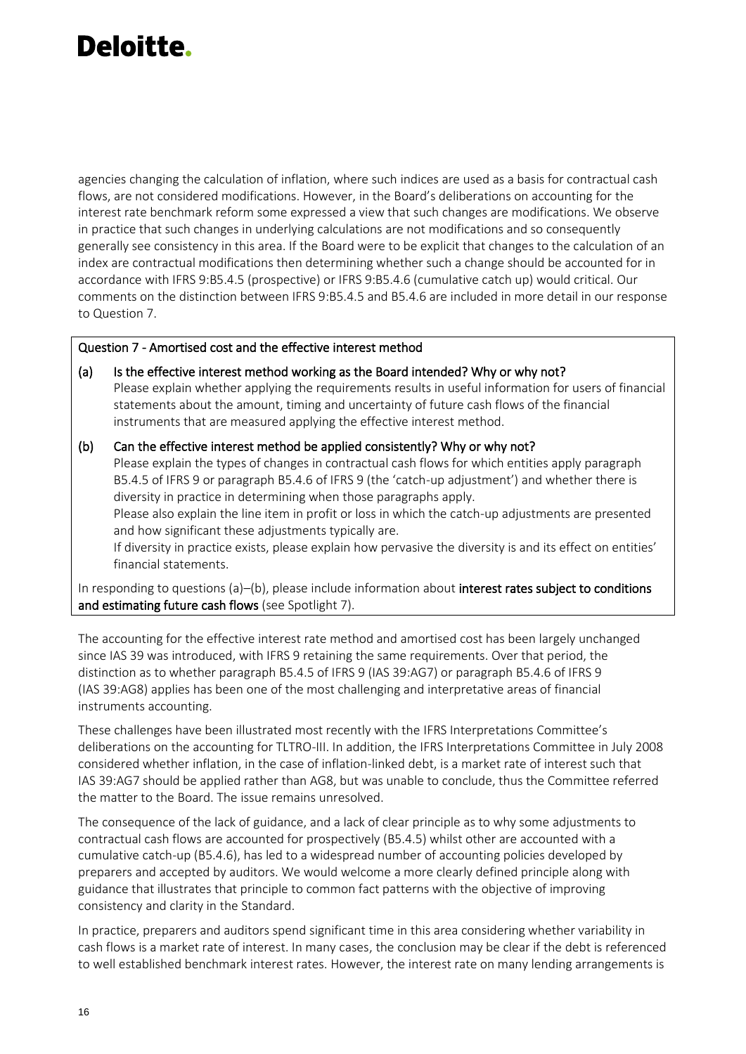agencies changing the calculation of inflation, where such indices are used as a basis for contractual cash flows, are not considered modifications. However, in the Board's deliberations on accounting for the interest rate benchmark reform some expressed a view that such changes are modifications. We observe in practice that such changes in underlying calculations are not modifications and so consequently generally see consistency in this area. If the Board were to be explicit that changes to the calculation of an index are contractual modifications then determining whether such a change should be accounted for in accordance with IFRS 9:B5.4.5 (prospective) or IFRS 9:B5.4.6 (cumulative catch up) would critical. Our comments on the distinction between IFRS 9:B5.4.5 and B5.4.6 are included in more detail in our response to Question 7.

**Question 7 - Amortised cost and the effective interest method**

**(a) Is the effective interest method working as the Board intended? Why or why not?**
Please explain whether applying the requirements results in useful information for users of financial statements about the amount, timing and uncertainty of future cash flows of the financial instruments that are measured applying the effective interest method.

**(b) Can the effective interest method be applied consistently? Why or why not?**
Please explain the types of changes in contractual cash flows for which entities apply paragraph B5.4.5 of IFRS 9 or paragraph B5.4.6 of IFRS 9 (the 'catch-up adjustment') and whether there is diversity in practice in determining when those paragraphs apply.
Please also explain the line item in profit or loss in which the catch-up adjustments are presented and how significant these adjustments typically are.
If diversity in practice exists, please explain how pervasive the diversity is and its effect on entities' financial statements.

In responding to questions (a)–(b), please include information about **interest rates subject to conditions and estimating future cash flows** (see Spotlight 7).

The accounting for the effective interest rate method and amortised cost has been largely unchanged since IAS 39 was introduced, with IFRS 9 retaining the same requirements. Over that period, the distinction as to whether paragraph B5.4.5 of IFRS 9 (IAS 39:AG7) or paragraph B5.4.6 of IFRS 9 (IAS 39:AG8) applies has been one of the most challenging and interpretative areas of financial instruments accounting.

These challenges have been illustrated most recently with the IFRS Interpretations Committee's deliberations on the accounting for TLTRO-III. In addition, the IFRS Interpretations Committee in July 2008 considered whether inflation, in the case of inflation-linked debt, is a market rate of interest such that IAS 39:AG7 should be applied rather than AG8, but was unable to conclude, thus the Committee referred the matter to the Board. The issue remains unresolved.

The consequence of the lack of guidance, and a lack of clear principle as to why some adjustments to contractual cash flows are accounted for prospectively (B5.4.5) whilst other are accounted with a cumulative catch-up (B5.4.6), has led to a widespread number of accounting policies developed by preparers and accepted by auditors. We would welcome a more clearly defined principle along with guidance that illustrates that principle to common fact patterns with the objective of improving consistency and clarity in the Standard.

In practice, preparers and auditors spend significant time in this area considering whether variability in cash flows is a market rate of interest. In many cases, the conclusion may be clear if the debt is referenced to well established benchmark interest rates. However, the interest rate on many lending arrangements is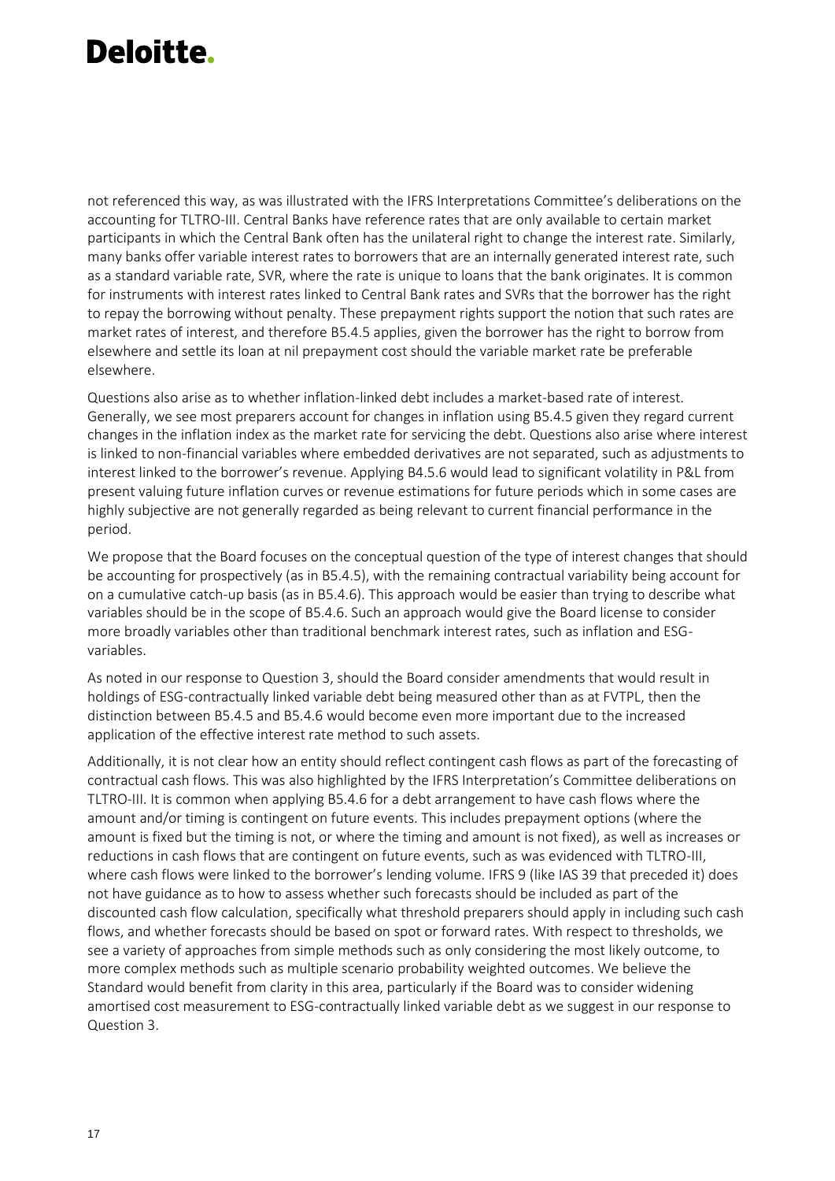not referenced this way, as was illustrated with the IFRS Interpretations Committee's deliberations on the accounting for TLTRO-III. Central Banks have reference rates that are only available to certain market participants in which the Central Bank often has the unilateral right to change the interest rate. Similarly, many banks offer variable interest rates to borrowers that are an internally generated interest rate, such as a standard variable rate, SVR, where the rate is unique to loans that the bank originates. It is common for instruments with interest rates linked to Central Bank rates and SVRs that the borrower has the right to repay the borrowing without penalty. These prepayment rights support the notion that such rates are market rates of interest, and therefore B5.4.5 applies, given the borrower has the right to borrow from elsewhere and settle its loan at nil prepayment cost should the variable market rate be preferable elsewhere.

Questions also arise as to whether inflation-linked debt includes a market-based rate of interest. Generally, we see most preparers account for changes in inflation using B5.4.5 given they regard current changes in the inflation index as the market rate for servicing the debt. Questions also arise where interest is linked to non-financial variables where embedded derivatives are not separated, such as adjustments to interest linked to the borrower's revenue. Applying B4.5.6 would lead to significant volatility in P&L from present valuing future inflation curves or revenue estimations for future periods which in some cases are highly subjective are not generally regarded as being relevant to current financial performance in the period.

We propose that the Board focuses on the conceptual question of the type of interest changes that should be accounting for prospectively (as in B5.4.5), with the remaining contractual variability being account for on a cumulative catch-up basis (as in B5.4.6). This approach would be easier than trying to describe what variables should be in the scope of B5.4.6. Such an approach would give the Board license to consider more broadly variables other than traditional benchmark interest rates, such as inflation and ESG-variables.

As noted in our response to Question 3, should the Board consider amendments that would result in holdings of ESG-contractually linked variable debt being measured other than as at FVTPL, then the distinction between B5.4.5 and B5.4.6 would become even more important due to the increased application of the effective interest rate method to such assets.

Additionally, it is not clear how an entity should reflect contingent cash flows as part of the forecasting of contractual cash flows. This was also highlighted by the IFRS Interpretation's Committee deliberations on TLTRO-III. It is common when applying B5.4.6 for a debt arrangement to have cash flows where the amount and/or timing is contingent on future events. This includes prepayment options (where the amount is fixed but the timing is not, or where the timing and amount is not fixed), as well as increases or reductions in cash flows that are contingent on future events, such as was evidenced with TLTRO-III, where cash flows were linked to the borrower's lending volume. IFRS 9 (like IAS 39 that preceded it) does not have guidance as to how to assess whether such forecasts should be included as part of the discounted cash flow calculation, specifically what threshold preparers should apply in including such cash flows, and whether forecasts should be based on spot or forward rates. With respect to thresholds, we see a variety of approaches from simple methods such as only considering the most likely outcome, to more complex methods such as multiple scenario probability weighted outcomes. We believe the Standard would benefit from clarity in this area, particularly if the Board was to consider widening amortised cost measurement to ESG-contractually linked variable debt as we suggest in our response to Question 3.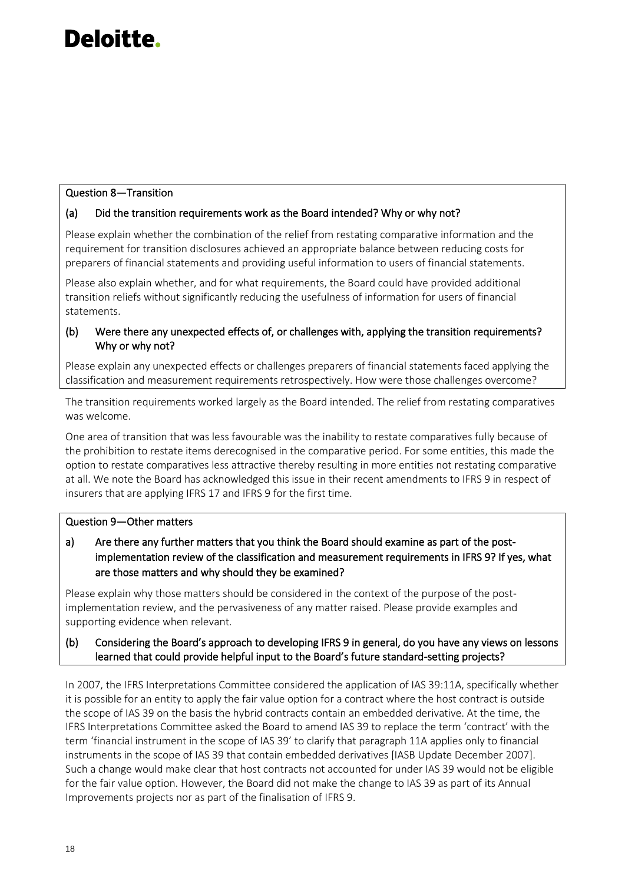**Question 8—Transition**

**(a) Did the transition requirements work as the Board intended? Why or why not?**

Please explain whether the combination of the relief from restating comparative information and the requirement for transition disclosures achieved an appropriate balance between reducing costs for preparers of financial statements and providing useful information to users of financial statements.

Please also explain whether, and for what requirements, the Board could have provided additional transition reliefs without significantly reducing the usefulness of information for users of financial statements.

**(b) Were there any unexpected effects of, or challenges with, applying the transition requirements? Why or why not?**

Please explain any unexpected effects or challenges preparers of financial statements faced applying the classification and measurement requirements retrospectively. How were those challenges overcome?

The transition requirements worked largely as the Board intended. The relief from restating comparatives was welcome.

One area of transition that was less favourable was the inability to restate comparatives fully because of the prohibition to restate items derecognised in the comparative period. For some entities, this made the option to restate comparatives less attractive thereby resulting in more entities not restating comparative at all. We note the Board has acknowledged this issue in their recent amendments to IFRS 9 in respect of insurers that are applying IFRS 17 and IFRS 9 for the first time.

**Question 9—Other matters**

**a) Are there any further matters that you think the Board should examine as part of the post-implementation review of the classification and measurement requirements in IFRS 9? If yes, what are those matters and why should they be examined?**

Please explain why those matters should be considered in the context of the purpose of the post-implementation review, and the pervasiveness of any matter raised. Please provide examples and supporting evidence when relevant.

**(b) Considering the Board's approach to developing IFRS 9 in general, do you have any views on lessons learned that could provide helpful input to the Board's future standard-setting projects?**

In 2007, the IFRS Interpretations Committee considered the application of IAS 39:11A, specifically whether it is possible for an entity to apply the fair value option for a contract where the host contract is outside the scope of IAS 39 on the basis the hybrid contracts contain an embedded derivative. At the time, the IFRS Interpretations Committee asked the Board to amend IAS 39 to replace the term 'contract' with the term 'financial instrument in the scope of IAS 39' to clarify that paragraph 11A applies only to financial instruments in the scope of IAS 39 that contain embedded derivatives [IASB Update December 2007]. Such a change would make clear that host contracts not accounted for under IAS 39 would not be eligible for the fair value option. However, the Board did not make the change to IAS 39 as part of its Annual Improvements projects nor as part of the finalisation of IFRS 9.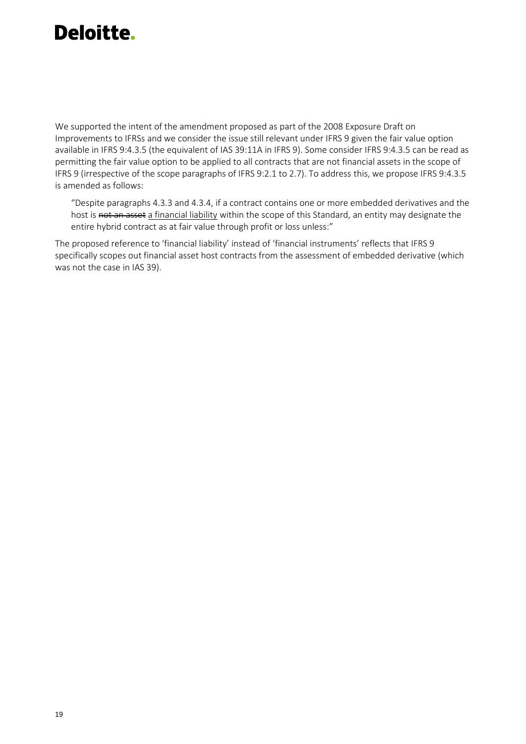We supported the intent of the amendment proposed as part of the 2008 Exposure Draft on Improvements to IFRSs and we consider the issue still relevant under IFRS 9 given the fair value option available in IFRS 9:4.3.5 (the equivalent of IAS 39:11A in IFRS 9). Some consider IFRS 9:4.3.5 can be read as permitting the fair value option to be applied to all contracts that are not financial assets in the scope of IFRS 9 (irrespective of the scope paragraphs of IFRS 9:2.1 to 2.7). To address this, we propose IFRS 9:4.3.5 is amended as follows:

> "Despite paragraphs 4.3.3 and 4.3.4, if a contract contains one or more embedded derivatives and the host is ~~not an asset~~ <u>a financial liability</u> within the scope of this Standard, an entity may designate the entire hybrid contract as at fair value through profit or loss unless:"

The proposed reference to 'financial liability' instead of 'financial instruments' reflects that IFRS 9 specifically scopes out financial asset host contracts from the assessment of embedded derivative (which was not the case in IAS 39).